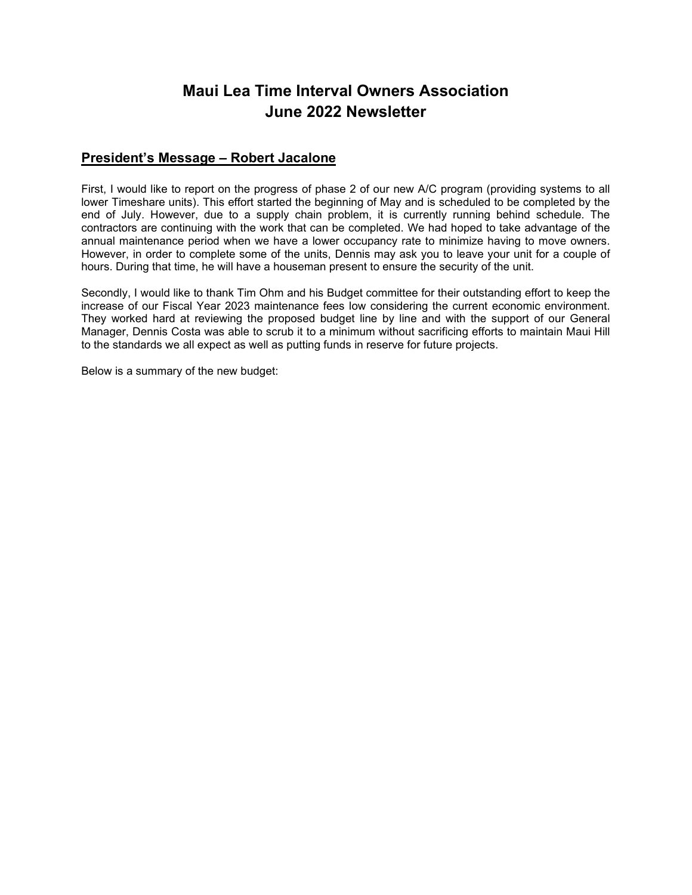# Maui Lea Time Interval Owners Association
# June 2022 Newsletter

## President's Message – Robert Jacalone

First, I would like to report on the progress of phase 2 of our new A/C program (providing systems to all lower Timeshare units). This effort started the beginning of May and is scheduled to be completed by the end of July. However, due to a supply chain problem, it is currently running behind schedule. The contractors are continuing with the work that can be completed. We had hoped to take advantage of the annual maintenance period when we have a lower occupancy rate to minimize having to move owners. However, in order to complete some of the units, Dennis may ask you to leave your unit for a couple of hours. During that time, he will have a houseman present to ensure the security of the unit.

Secondly, I would like to thank Tim Ohm and his Budget committee for their outstanding effort to keep the increase of our Fiscal Year 2023 maintenance fees low considering the current economic environment. They worked hard at reviewing the proposed budget line by line and with the support of our General Manager, Dennis Costa was able to scrub it to a minimum without sacrificing efforts to maintain Maui Hill to the standards we all expect as well as putting funds in reserve for future projects.

Below is a summary of the new budget: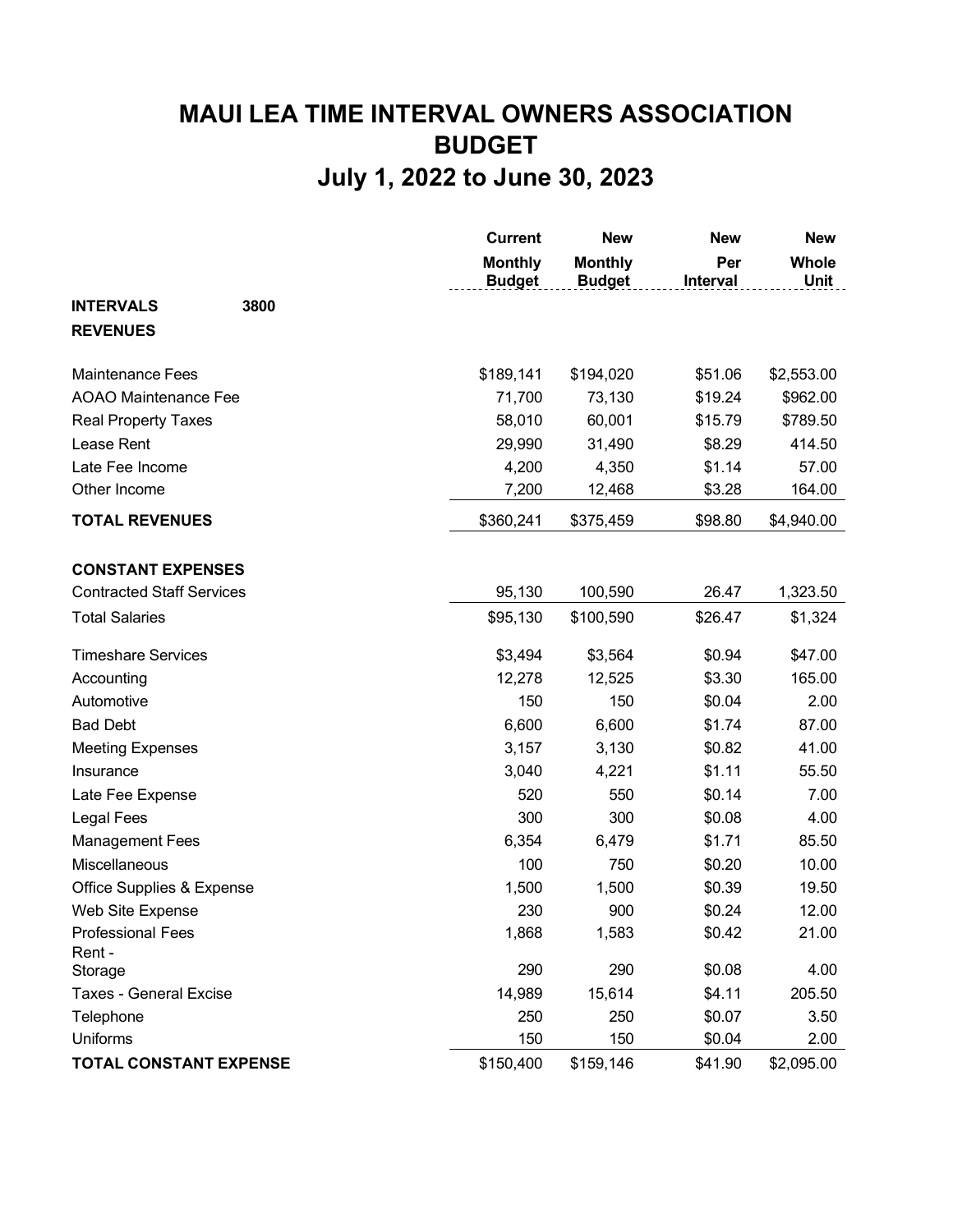# MAUI LEA TIME INTERVAL OWNERS ASSOCIATION
# BUDGET
# July 1, 2022 to June 30, 2023

| | | Current Monthly Budget | New Monthly Budget | New Per Interval | New Whole Unit |
|---|---|---|---|---|---|
| **INTERVALS** | **3800** | | | | |
| **REVENUES** | | | | | |
| Maintenance Fees | | $189,141 | $194,020 | $51.06 | $2,553.00 |
| AOAO Maintenance Fee | | 71,700 | 73,130 | $19.24 | $962.00 |
| Real Property Taxes | | 58,010 | 60,001 | $15.79 | $789.50 |
| Lease Rent | | 29,990 | 31,490 | $8.29 | 414.50 |
| Late Fee Income | | 4,200 | 4,350 | $1.14 | 57.00 |
| Other Income | | 7,200 | 12,468 | $3.28 | 164.00 |
| **TOTAL REVENUES** | | $360,241 | $375,459 | $98.80 | $4,940.00 |
| **CONSTANT EXPENSES** | | | | | |
| Contracted Staff Services | | 95,130 | 100,590 | 26.47 | 1,323.50 |
| Total Salaries | | $95,130 | $100,590 | $26.47 | $1,324 |
| Timeshare Services | | $3,494 | $3,564 | $0.94 | $47.00 |
| Accounting | | 12,278 | 12,525 | $3.30 | 165.00 |
| Automotive | | 150 | 150 | $0.04 | 2.00 |
| Bad Debt | | 6,600 | 6,600 | $1.74 | 87.00 |
| Meeting Expenses | | 3,157 | 3,130 | $0.82 | 41.00 |
| Insurance | | 3,040 | 4,221 | $1.11 | 55.50 |
| Late Fee Expense | | 520 | 550 | $0.14 | 7.00 |
| Legal Fees | | 300 | 300 | $0.08 | 4.00 |
| Management Fees | | 6,354 | 6,479 | $1.71 | 85.50 |
| Miscellaneous | | 100 | 750 | $0.20 | 10.00 |
| Office Supplies & Expense | | 1,500 | 1,500 | $0.39 | 19.50 |
| Web Site Expense | | 230 | 900 | $0.24 | 12.00 |
| Professional Fees | | 1,868 | 1,583 | $0.42 | 21.00 |
| Rent - Storage | | 290 | 290 | $0.08 | 4.00 |
| Taxes - General Excise | | 14,989 | 15,614 | $4.11 | 205.50 |
| Telephone | | 250 | 250 | $0.07 | 3.50 |
| Uniforms | | 150 | 150 | $0.04 | 2.00 |
| **TOTAL CONSTANT EXPENSE** | | $150,400 | $159,146 | $41.90 | $2,095.00 |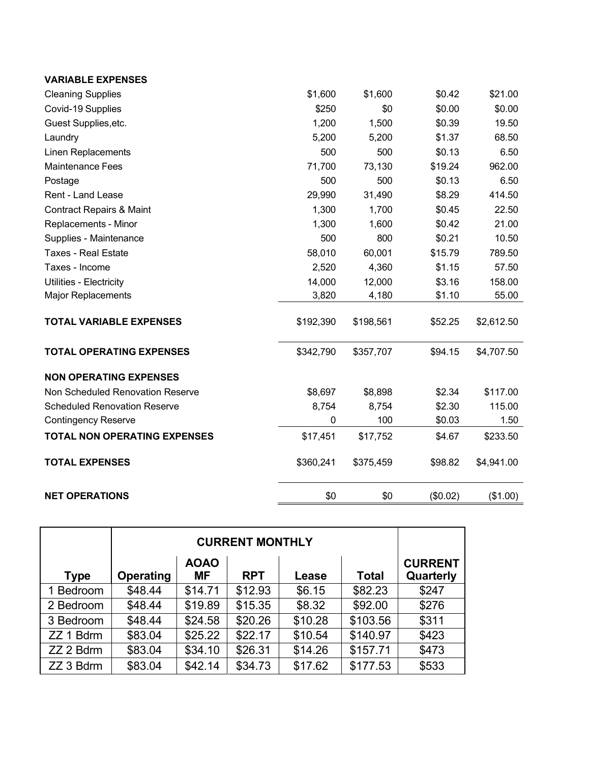| **VARIABLE EXPENSES** | | | | |
|---|---|---|---|---|
| Cleaning Supplies | $1,600 | $1,600 | $0.42 | $21.00 |
| Covid-19 Supplies | $250 | $0 | $0.00 | $0.00 |
| Guest Supplies,etc. | 1,200 | 1,500 | $0.39 | 19.50 |
| Laundry | 5,200 | 5,200 | $1.37 | 68.50 |
| Linen Replacements | 500 | 500 | $0.13 | 6.50 |
| Maintenance Fees | 71,700 | 73,130 | $19.24 | 962.00 |
| Postage | 500 | 500 | $0.13 | 6.50 |
| Rent - Land Lease | 29,990 | 31,490 | $8.29 | 414.50 |
| Contract Repairs & Maint | 1,300 | 1,700 | $0.45 | 22.50 |
| Replacements - Minor | 1,300 | 1,600 | $0.42 | 21.00 |
| Supplies - Maintenance | 500 | 800 | $0.21 | 10.50 |
| Taxes - Real Estate | 58,010 | 60,001 | $15.79 | 789.50 |
| Taxes - Income | 2,520 | 4,360 | $1.15 | 57.50 |
| Utilities - Electricity | 14,000 | 12,000 | $3.16 | 158.00 |
| Major Replacements | 3,820 | 4,180 | $1.10 | 55.00 |
| **TOTAL VARIABLE EXPENSES** | $192,390 | $198,561 | $52.25 | $2,612.50 |
| **TOTAL OPERATING EXPENSES** | $342,790 | $357,707 | $94.15 | $4,707.50 |
| **NON OPERATING EXPENSES** | | | | |
| Non Scheduled Renovation Reserve | $8,697 | $8,898 | $2.34 | $117.00 |
| Scheduled Renovation Reserve | 8,754 | 8,754 | $2.30 | 115.00 |
| Contingency Reserve | 0 | 100 | $0.03 | 1.50 |
| **TOTAL NON OPERATING EXPENSES** | $17,451 | $17,752 | $4.67 | $233.50 |
| **TOTAL EXPENSES** | $360,241 | $375,459 | $98.82 | $4,941.00 |
| **NET OPERATIONS** | $0 | $0 | ($0.02) | ($1.00) |

| | **CURRENT MONTHLY** | | | | | |
|---|---|---|---|---|---|---|
| **Type** | **Operating** | **AOAO MF** | **RPT** | **Lease** | **Total** | **CURRENT Quarterly** |
| 1 Bedroom | $48.44 | $14.71 | $12.93 | $6.15 | $82.23 | $247 |
| 2 Bedroom | $48.44 | $19.89 | $15.35 | $8.32 | $92.00 | $276 |
| 3 Bedroom | $48.44 | $24.58 | $20.26 | $10.28 | $103.56 | $311 |
| ZZ 1 Bdrm | $83.04 | $25.22 | $22.17 | $10.54 | $140.97 | $423 |
| ZZ 2 Bdrm | $83.04 | $34.10 | $26.31 | $14.26 | $157.71 | $473 |
| ZZ 3 Bdrm | $83.04 | $42.14 | $34.73 | $17.62 | $177.53 | $533 |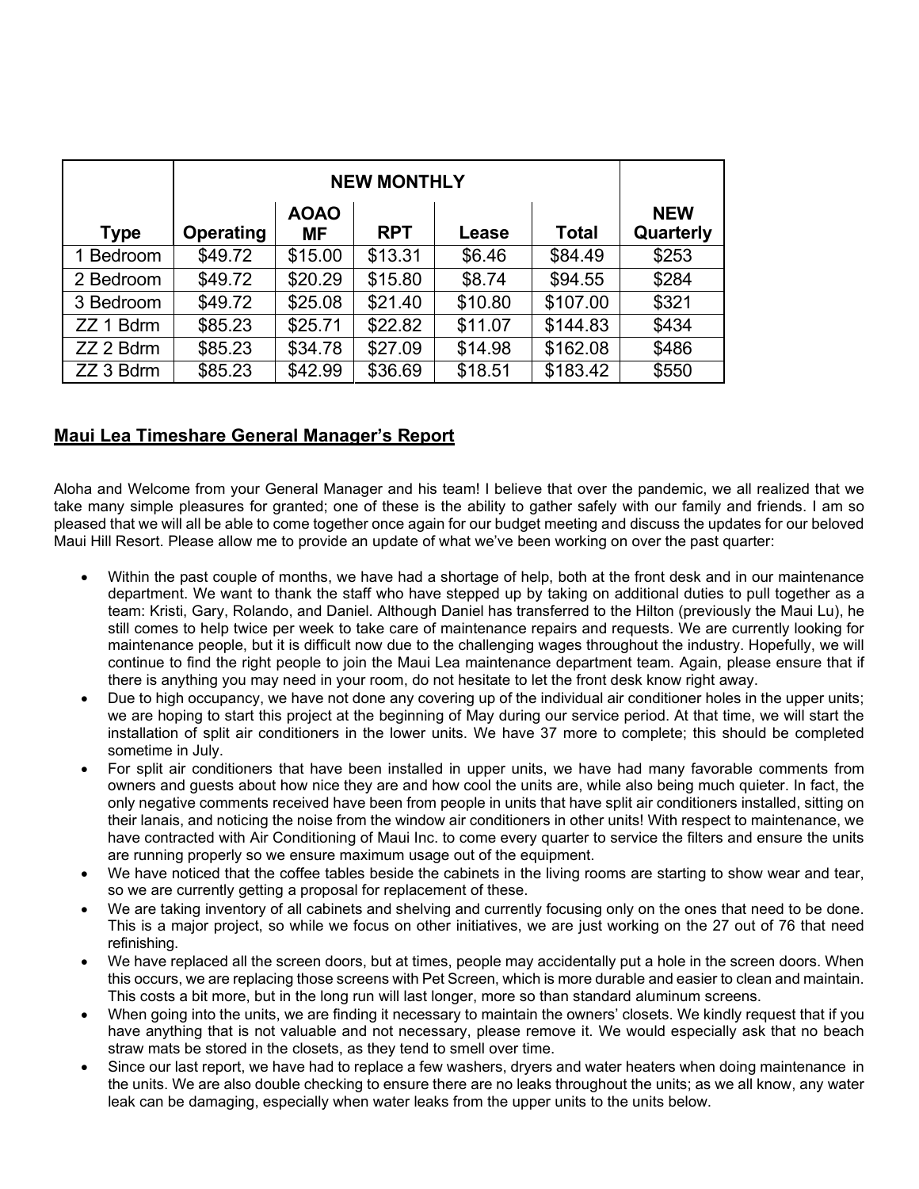| Type | NEW MONTHLY | | | | | NEW Quarterly |
|---|---|---|---|---|---|---|
| | Operating | AOAO MF | RPT | Lease | Total | |
| 1 Bedroom | $49.72 | $15.00 | $13.31 | $6.46 | $84.49 | $253 |
| 2 Bedroom | $49.72 | $20.29 | $15.80 | $8.74 | $94.55 | $284 |
| 3 Bedroom | $49.72 | $25.08 | $21.40 | $10.80 | $107.00 | $321 |
| ZZ 1 Bdrm | $85.23 | $25.71 | $22.82 | $11.07 | $144.83 | $434 |
| ZZ 2 Bdrm | $85.23 | $34.78 | $27.09 | $14.98 | $162.08 | $486 |
| ZZ 3 Bdrm | $85.23 | $42.99 | $36.69 | $18.51 | $183.42 | $550 |

## Maui Lea Timeshare General Manager's Report

Aloha and Welcome from your General Manager and his team! I believe that over the pandemic, we all realized that we take many simple pleasures for granted; one of these is the ability to gather safely with our family and friends. I am so pleased that we will all be able to come together once again for our budget meeting and discuss the updates for our beloved Maui Hill Resort. Please allow me to provide an update of what we've been working on over the past quarter:

- Within the past couple of months, we have had a shortage of help, both at the front desk and in our maintenance department. We want to thank the staff who have stepped up by taking on additional duties to pull together as a team: Kristi, Gary, Rolando, and Daniel. Although Daniel has transferred to the Hilton (previously the Maui Lu), he still comes to help twice per week to take care of maintenance repairs and requests. We are currently looking for maintenance people, but it is difficult now due to the challenging wages throughout the industry. Hopefully, we will continue to find the right people to join the Maui Lea maintenance department team. Again, please ensure that if there is anything you may need in your room, do not hesitate to let the front desk know right away.
- Due to high occupancy, we have not done any covering up of the individual air conditioner holes in the upper units; we are hoping to start this project at the beginning of May during our service period. At that time, we will start the installation of split air conditioners in the lower units. We have 37 more to complete; this should be completed sometime in July.
- For split air conditioners that have been installed in upper units, we have had many favorable comments from owners and guests about how nice they are and how cool the units are, while also being much quieter. In fact, the only negative comments received have been from people in units that have split air conditioners installed, sitting on their lanais, and noticing the noise from the window air conditioners in other units! With respect to maintenance, we have contracted with Air Conditioning of Maui Inc. to come every quarter to service the filters and ensure the units are running properly so we ensure maximum usage out of the equipment.
- We have noticed that the coffee tables beside the cabinets in the living rooms are starting to show wear and tear, so we are currently getting a proposal for replacement of these.
- We are taking inventory of all cabinets and shelving and currently focusing only on the ones that need to be done. This is a major project, so while we focus on other initiatives, we are just working on the 27 out of 76 that need refinishing.
- We have replaced all the screen doors, but at times, people may accidentally put a hole in the screen doors. When this occurs, we are replacing those screens with Pet Screen, which is more durable and easier to clean and maintain. This costs a bit more, but in the long run will last longer, more so than standard aluminum screens.
- When going into the units, we are finding it necessary to maintain the owners' closets. We kindly request that if you have anything that is not valuable and not necessary, please remove it. We would especially ask that no beach straw mats be stored in the closets, as they tend to smell over time.
- Since our last report, we have had to replace a few washers, dryers and water heaters when doing maintenance in the units. We are also double checking to ensure there are no leaks throughout the units; as we all know, any water leak can be damaging, especially when water leaks from the upper units to the units below.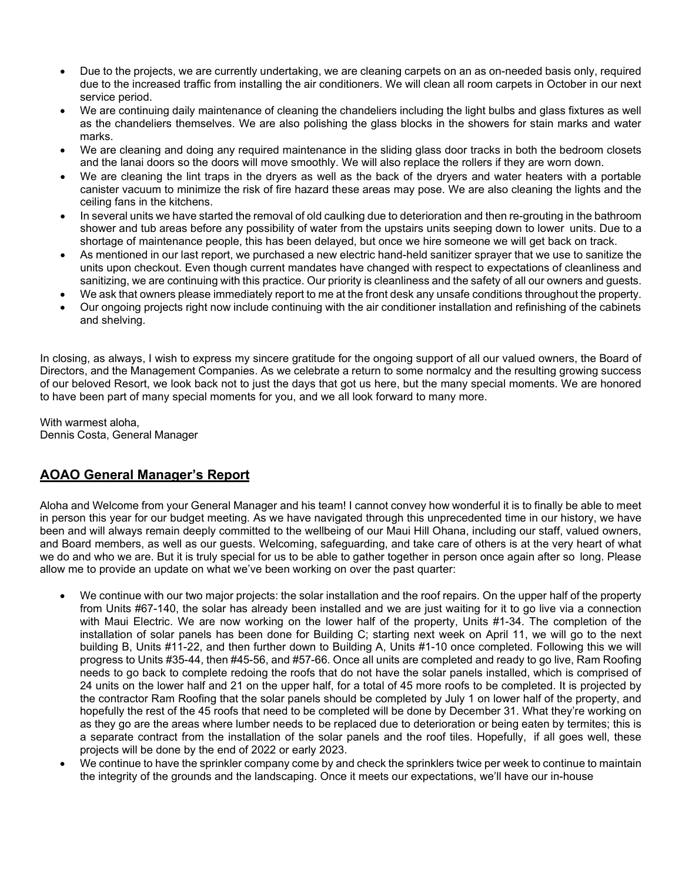- Due to the projects, we are currently undertaking, we are cleaning carpets on an as on-needed basis only, required due to the increased traffic from installing the air conditioners. We will clean all room carpets in October in our next service period.
- We are continuing daily maintenance of cleaning the chandeliers including the light bulbs and glass fixtures as well as the chandeliers themselves. We are also polishing the glass blocks in the showers for stain marks and water marks.
- We are cleaning and doing any required maintenance in the sliding glass door tracks in both the bedroom closets and the lanai doors so the doors will move smoothly. We will also replace the rollers if they are worn down.
- We are cleaning the lint traps in the dryers as well as the back of the dryers and water heaters with a portable canister vacuum to minimize the risk of fire hazard these areas may pose. We are also cleaning the lights and the ceiling fans in the kitchens.
- In several units we have started the removal of old caulking due to deterioration and then re-grouting in the bathroom shower and tub areas before any possibility of water from the upstairs units seeping down to lower units. Due to a shortage of maintenance people, this has been delayed, but once we hire someone we will get back on track.
- As mentioned in our last report, we purchased a new electric hand-held sanitizer sprayer that we use to sanitize the units upon checkout. Even though current mandates have changed with respect to expectations of cleanliness and sanitizing, we are continuing with this practice. Our priority is cleanliness and the safety of all our owners and guests.
- We ask that owners please immediately report to me at the front desk any unsafe conditions throughout the property.
- Our ongoing projects right now include continuing with the air conditioner installation and refinishing of the cabinets and shelving.

In closing, as always, I wish to express my sincere gratitude for the ongoing support of all our valued owners, the Board of Directors, and the Management Companies. As we celebrate a return to some normalcy and the resulting growing success of our beloved Resort, we look back not to just the days that got us here, but the many special moments. We are honored to have been part of many special moments for you, and we all look forward to many more.

With warmest aloha,
Dennis Costa, General Manager

## AOAO General Manager's Report

Aloha and Welcome from your General Manager and his team! I cannot convey how wonderful it is to finally be able to meet in person this year for our budget meeting. As we have navigated through this unprecedented time in our history, we have been and will always remain deeply committed to the wellbeing of our Maui Hill Ohana, including our staff, valued owners, and Board members, as well as our guests. Welcoming, safeguarding, and take care of others is at the very heart of what we do and who we are. But it is truly special for us to be able to gather together in person once again after so long. Please allow me to provide an update on what we've been working on over the past quarter:

- We continue with our two major projects: the solar installation and the roof repairs. On the upper half of the property from Units #67-140, the solar has already been installed and we are just waiting for it to go live via a connection with Maui Electric. We are now working on the lower half of the property, Units #1-34. The completion of the installation of solar panels has been done for Building C; starting next week on April 11, we will go to the next building B, Units #11-22, and then further down to Building A, Units #1-10 once completed. Following this we will progress to Units #35-44, then #45-56, and #57-66. Once all units are completed and ready to go live, Ram Roofing needs to go back to complete redoing the roofs that do not have the solar panels installed, which is comprised of 24 units on the lower half and 21 on the upper half, for a total of 45 more roofs to be completed. It is projected by the contractor Ram Roofing that the solar panels should be completed by July 1 on lower half of the property, and hopefully the rest of the 45 roofs that need to be completed will be done by December 31. What they're working on as they go are the areas where lumber needs to be replaced due to deterioration or being eaten by termites; this is a separate contract from the installation of the solar panels and the roof tiles. Hopefully, if all goes well, these projects will be done by the end of 2022 or early 2023.
- We continue to have the sprinkler company come by and check the sprinklers twice per week to continue to maintain the integrity of the grounds and the landscaping. Once it meets our expectations, we'll have our in-house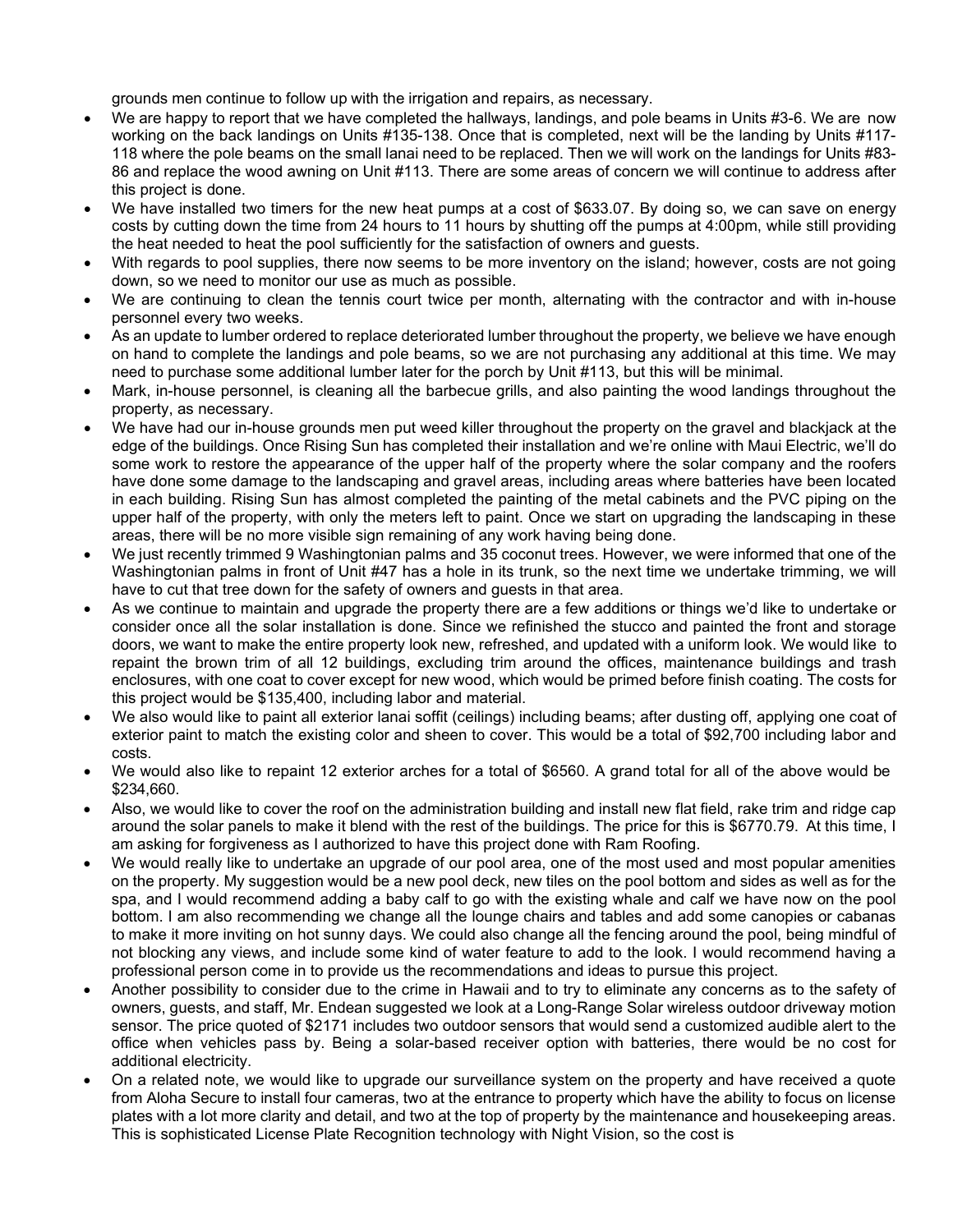grounds men continue to follow up with the irrigation and repairs, as necessary.

- We are happy to report that we have completed the hallways, landings, and pole beams in Units #3-6. We are now working on the back landings on Units #135-138. Once that is completed, next will be the landing by Units #117-118 where the pole beams on the small lanai need to be replaced. Then we will work on the landings for Units #83-86 and replace the wood awning on Unit #113. There are some areas of concern we will continue to address after this project is done.
- We have installed two timers for the new heat pumps at a cost of $633.07. By doing so, we can save on energy costs by cutting down the time from 24 hours to 11 hours by shutting off the pumps at 4:00pm, while still providing the heat needed to heat the pool sufficiently for the satisfaction of owners and guests.
- With regards to pool supplies, there now seems to be more inventory on the island; however, costs are not going down, so we need to monitor our use as much as possible.
- We are continuing to clean the tennis court twice per month, alternating with the contractor and with in-house personnel every two weeks.
- As an update to lumber ordered to replace deteriorated lumber throughout the property, we believe we have enough on hand to complete the landings and pole beams, so we are not purchasing any additional at this time. We may need to purchase some additional lumber later for the porch by Unit #113, but this will be minimal.
- Mark, in-house personnel, is cleaning all the barbecue grills, and also painting the wood landings throughout the property, as necessary.
- We have had our in-house grounds men put weed killer throughout the property on the gravel and blackjack at the edge of the buildings. Once Rising Sun has completed their installation and we're online with Maui Electric, we'll do some work to restore the appearance of the upper half of the property where the solar company and the roofers have done some damage to the landscaping and gravel areas, including areas where batteries have been located in each building. Rising Sun has almost completed the painting of the metal cabinets and the PVC piping on the upper half of the property, with only the meters left to paint. Once we start on upgrading the landscaping in these areas, there will be no more visible sign remaining of any work having being done.
- We just recently trimmed 9 Washingtonian palms and 35 coconut trees. However, we were informed that one of the Washingtonian palms in front of Unit #47 has a hole in its trunk, so the next time we undertake trimming, we will have to cut that tree down for the safety of owners and guests in that area.
- As we continue to maintain and upgrade the property there are a few additions or things we'd like to undertake or consider once all the solar installation is done. Since we refinished the stucco and painted the front and storage doors, we want to make the entire property look new, refreshed, and updated with a uniform look. We would like to repaint the brown trim of all 12 buildings, excluding trim around the offices, maintenance buildings and trash enclosures, with one coat to cover except for new wood, which would be primed before finish coating. The costs for this project would be $135,400, including labor and material.
- We also would like to paint all exterior lanai soffit (ceilings) including beams; after dusting off, applying one coat of exterior paint to match the existing color and sheen to cover. This would be a total of $92,700 including labor and costs.
- We would also like to repaint 12 exterior arches for a total of $6560. A grand total for all of the above would be $234,660.
- Also, we would like to cover the roof on the administration building and install new flat field, rake trim and ridge cap around the solar panels to make it blend with the rest of the buildings. The price for this is $6770.79. At this time, I am asking for forgiveness as I authorized to have this project done with Ram Roofing.
- We would really like to undertake an upgrade of our pool area, one of the most used and most popular amenities on the property. My suggestion would be a new pool deck, new tiles on the pool bottom and sides as well as for the spa, and I would recommend adding a baby calf to go with the existing whale and calf we have now on the pool bottom. I am also recommending we change all the lounge chairs and tables and add some canopies or cabanas to make it more inviting on hot sunny days. We could also change all the fencing around the pool, being mindful of not blocking any views, and include some kind of water feature to add to the look. I would recommend having a professional person come in to provide us the recommendations and ideas to pursue this project.
- Another possibility to consider due to the crime in Hawaii and to try to eliminate any concerns as to the safety of owners, guests, and staff, Mr. Endean suggested we look at a Long-Range Solar wireless outdoor driveway motion sensor. The price quoted of $2171 includes two outdoor sensors that would send a customized audible alert to the office when vehicles pass by. Being a solar-based receiver option with batteries, there would be no cost for additional electricity.
- On a related note, we would like to upgrade our surveillance system on the property and have received a quote from Aloha Secure to install four cameras, two at the entrance to property which have the ability to focus on license plates with a lot more clarity and detail, and two at the top of property by the maintenance and housekeeping areas. This is sophisticated License Plate Recognition technology with Night Vision, so the cost is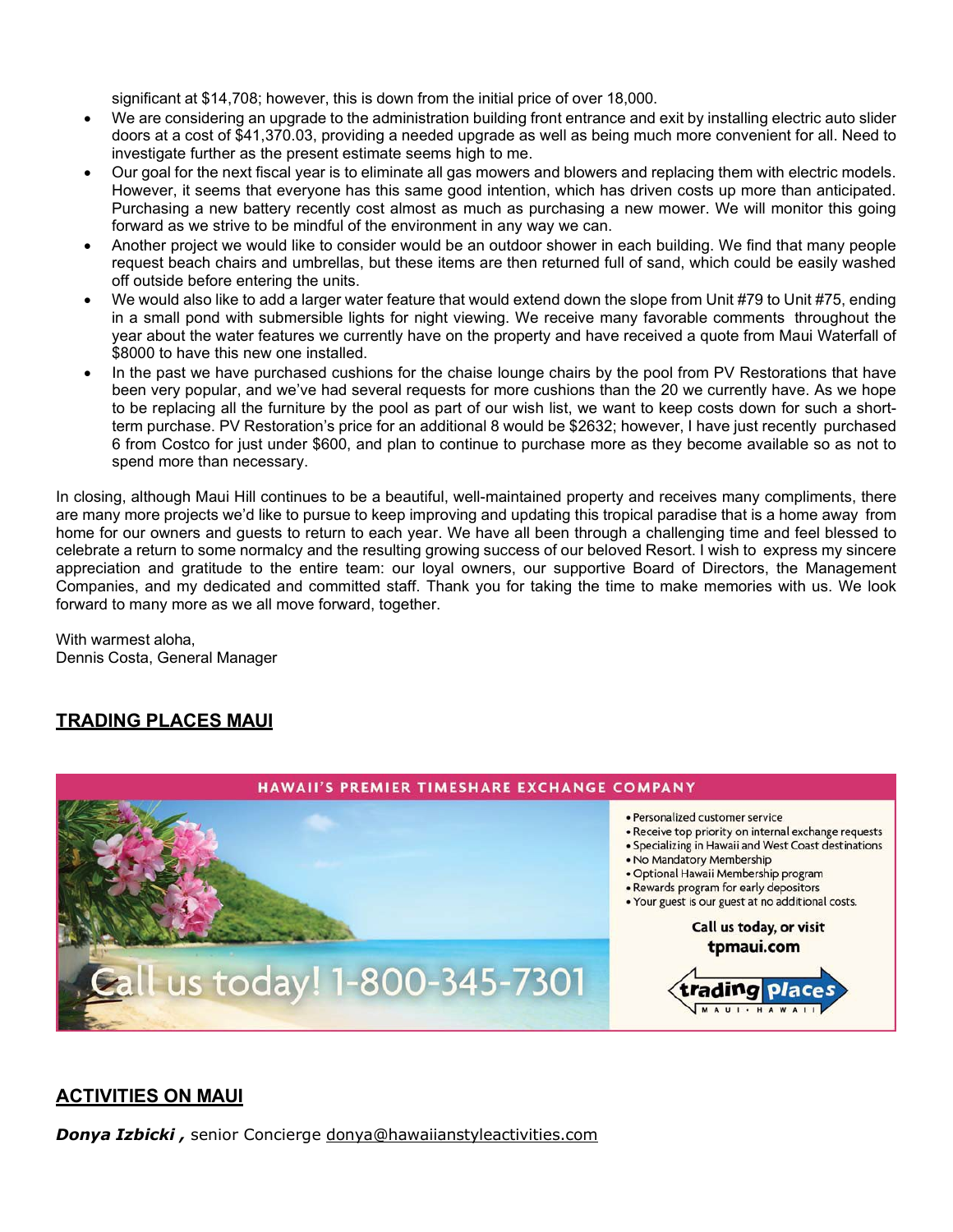significant at $14,708; however, this is down from the initial price of over 18,000.

- We are considering an upgrade to the administration building front entrance and exit by installing electric auto slider doors at a cost of $41,370.03, providing a needed upgrade as well as being much more convenient for all. Need to investigate further as the present estimate seems high to me.
- Our goal for the next fiscal year is to eliminate all gas mowers and blowers and replacing them with electric models. However, it seems that everyone has this same good intention, which has driven costs up more than anticipated. Purchasing a new battery recently cost almost as much as purchasing a new mower. We will monitor this going forward as we strive to be mindful of the environment in any way we can.
- Another project we would like to consider would be an outdoor shower in each building. We find that many people request beach chairs and umbrellas, but these items are then returned full of sand, which could be easily washed off outside before entering the units.
- We would also like to add a larger water feature that would extend down the slope from Unit #79 to Unit #75, ending in a small pond with submersible lights for night viewing. We receive many favorable comments throughout the year about the water features we currently have on the property and have received a quote from Maui Waterfall of $8000 to have this new one installed.
- In the past we have purchased cushions for the chaise lounge chairs by the pool from PV Restorations that have been very popular, and we've had several requests for more cushions than the 20 we currently have. As we hope to be replacing all the furniture by the pool as part of our wish list, we want to keep costs down for such a short-term purchase. PV Restoration's price for an additional 8 would be $2632; however, I have just recently purchased 6 from Costco for just under $600, and plan to continue to purchase more as they become available so as not to spend more than necessary.

In closing, although Maui Hill continues to be a beautiful, well-maintained property and receives many compliments, there are many more projects we'd like to pursue to keep improving and updating this tropical paradise that is a home away from home for our owners and guests to return to each year. We have all been through a challenging time and feel blessed to celebrate a return to some normalcy and the resulting growing success of our beloved Resort. I wish to express my sincere appreciation and gratitude to the entire team: our loyal owners, our supportive Board of Directors, the Management Companies, and my dedicated and committed staff. Thank you for taking the time to make memories with us. We look forward to many more as we all move forward, together.

With warmest aloha,
Dennis Costa, General Manager

## TRADING PLACES MAUI

HAWAII'S PREMIER TIMESHARE EXCHANGE COMPANY

- Personalized customer service
- Receive top priority on internal exchange requests
- Specializing in Hawaii and West Coast destinations
- No Mandatory Membership
- Optional Hawaii Membership program
- Rewards program for early depositors
- Your guest is our guest at no additional costs.

Call us today, or visit tpmaui.com

Call us today! 1-800-345-7301

trading places MAUI • HAWAII

## ACTIVITIES ON MAUI

***Donya Izbicki ,*** senior Concierge donya@hawaiianstyleactivities.com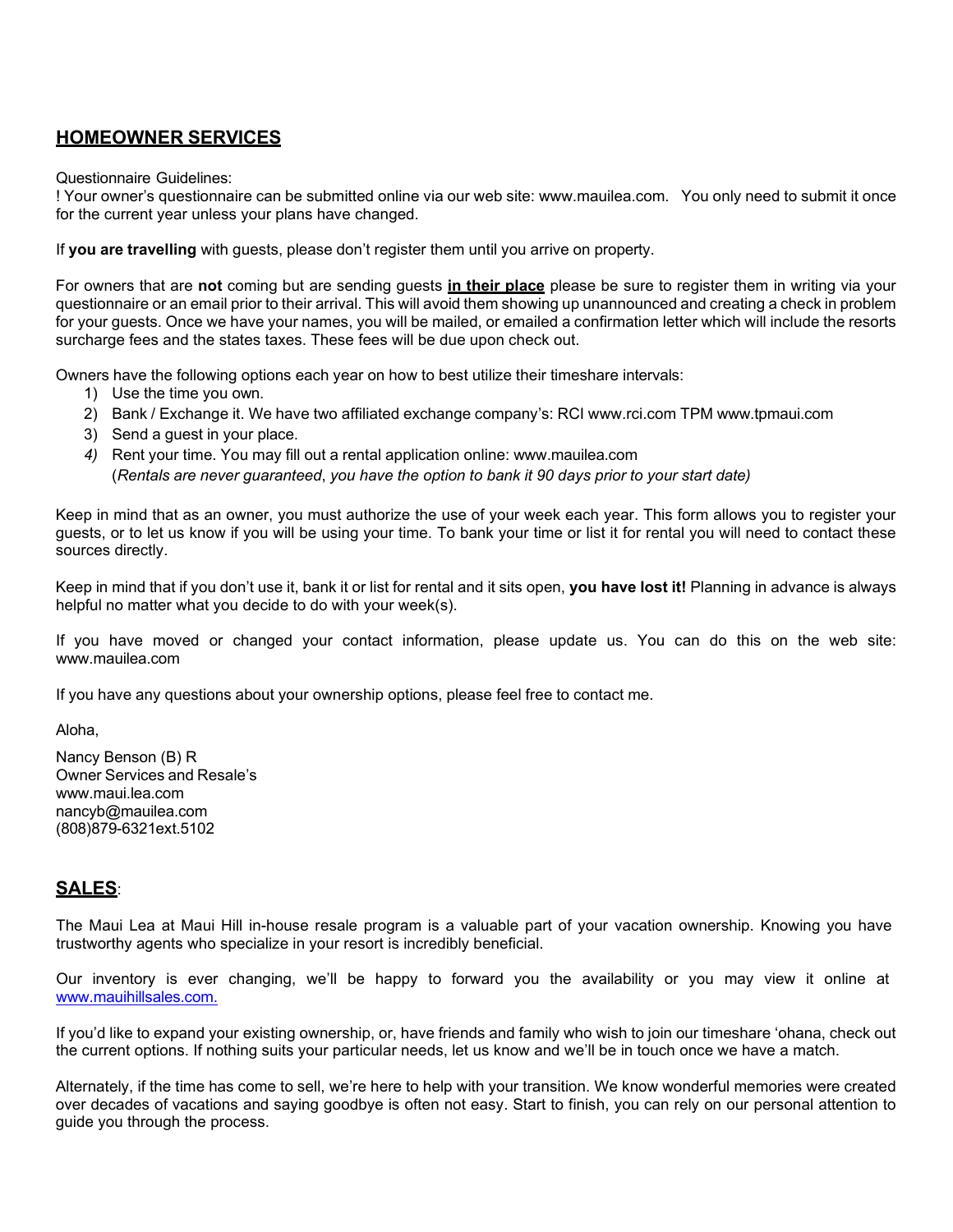## **HOMEOWNER SERVICES**

Questionnaire Guidelines:
! Your owner's questionnaire can be submitted online via our web site: www.mauilea.com. You only need to submit it once for the current year unless your plans have changed.

If **you are travelling** with guests, please don't register them until you arrive on property.

For owners that are **not** coming but are sending guests **in their place** please be sure to register them in writing via your questionnaire or an email prior to their arrival. This will avoid them showing up unannounced and creating a check in problem for your guests. Once we have your names, you will be mailed, or emailed a confirmation letter which will include the resorts surcharge fees and the states taxes. These fees will be due upon check out.

Owners have the following options each year on how to best utilize their timeshare intervals:

1) Use the time you own.
2) Bank / Exchange it. We have two affiliated exchange company's: RCI www.rci.com TPM www.tpmaui.com
3) Send a guest in your place.
4) Rent your time. You may fill out a rental application online: www.mauilea.com
   (*Rentals are never guaranteed*, *you have the option to bank it 90 days prior to your start date)*

Keep in mind that as an owner, you must authorize the use of your week each year. This form allows you to register your guests, or to let us know if you will be using your time. To bank your time or list it for rental you will need to contact these sources directly.

Keep in mind that if you don't use it, bank it or list for rental and it sits open, **you have lost it!** Planning in advance is always helpful no matter what you decide to do with your week(s).

If you have moved or changed your contact information, please update us. You can do this on the web site: www.mauilea.com

If you have any questions about your ownership options, please feel free to contact me.

Aloha,

Nancy Benson (B) R
Owner Services and Resale's
www.maui.lea.com
nancyb@mauilea.com
(808)879-6321ext.5102

## **SALES**:

The Maui Lea at Maui Hill in-house resale program is a valuable part of your vacation ownership. Knowing you have trustworthy agents who specialize in your resort is incredibly beneficial.

Our inventory is ever changing, we'll be happy to forward you the availability or you may view it online at www.mauihillsales.com.

If you'd like to expand your existing ownership, or, have friends and family who wish to join our timeshare 'ohana, check out the current options. If nothing suits your particular needs, let us know and we'll be in touch once we have a match.

Alternately, if the time has come to sell, we're here to help with your transition. We know wonderful memories were created over decades of vacations and saying goodbye is often not easy. Start to finish, you can rely on our personal attention to guide you through the process.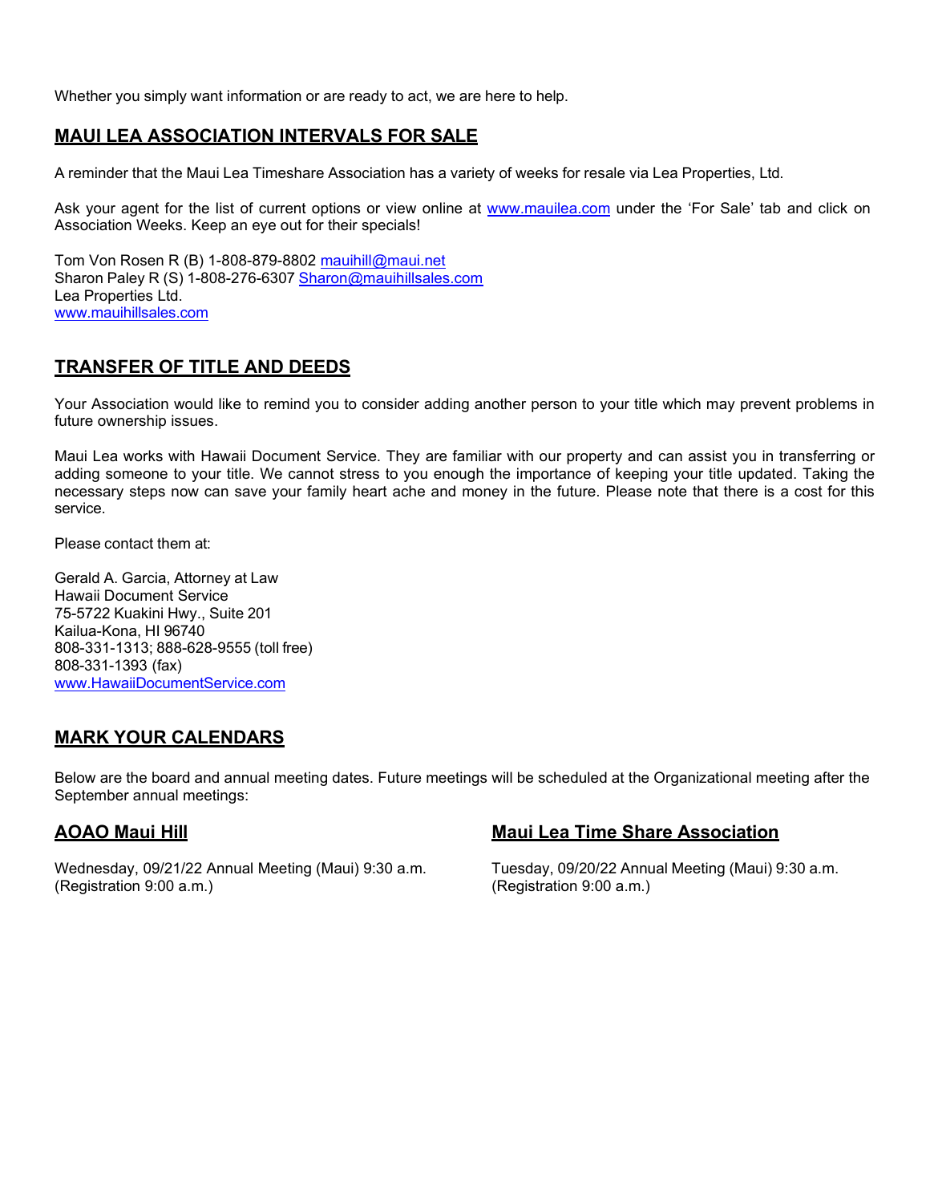Whether you simply want information or are ready to act, we are here to help.

## MAUI LEA ASSOCIATION INTERVALS FOR SALE

A reminder that the Maui Lea Timeshare Association has a variety of weeks for resale via Lea Properties, Ltd.

Ask your agent for the list of current options or view online at www.mauilea.com under the 'For Sale' tab and click on Association Weeks. Keep an eye out for their specials!

Tom Von Rosen R (B) 1-808-879-8802 mauihill@maui.net  
Sharon Paley R (S) 1-808-276-6307 Sharon@mauihillsales.com  
Lea Properties Ltd.  
www.mauihillsales.com

## TRANSFER OF TITLE AND DEEDS

Your Association would like to remind you to consider adding another person to your title which may prevent problems in future ownership issues.

Maui Lea works with Hawaii Document Service. They are familiar with our property and can assist you in transferring or adding someone to your title. We cannot stress to you enough the importance of keeping your title updated. Taking the necessary steps now can save your family heart ache and money in the future. Please note that there is a cost for this service.

Please contact them at:

Gerald A. Garcia, Attorney at Law  
Hawaii Document Service  
75-5722 Kuakini Hwy., Suite 201  
Kailua-Kona, HI 96740  
808-331-1313; 888-628-9555 (toll free)  
808-331-1393 (fax)  
www.HawaiiDocumentService.com

## MARK YOUR CALENDARS

Below are the board and annual meeting dates. Future meetings will be scheduled at the Organizational meeting after the September annual meetings:

### AOAO Maui Hill

Wednesday, 09/21/22 Annual Meeting (Maui) 9:30 a.m.  
(Registration 9:00 a.m.)

### Maui Lea Time Share Association

Tuesday, 09/20/22 Annual Meeting (Maui) 9:30 a.m.  
(Registration 9:00 a.m.)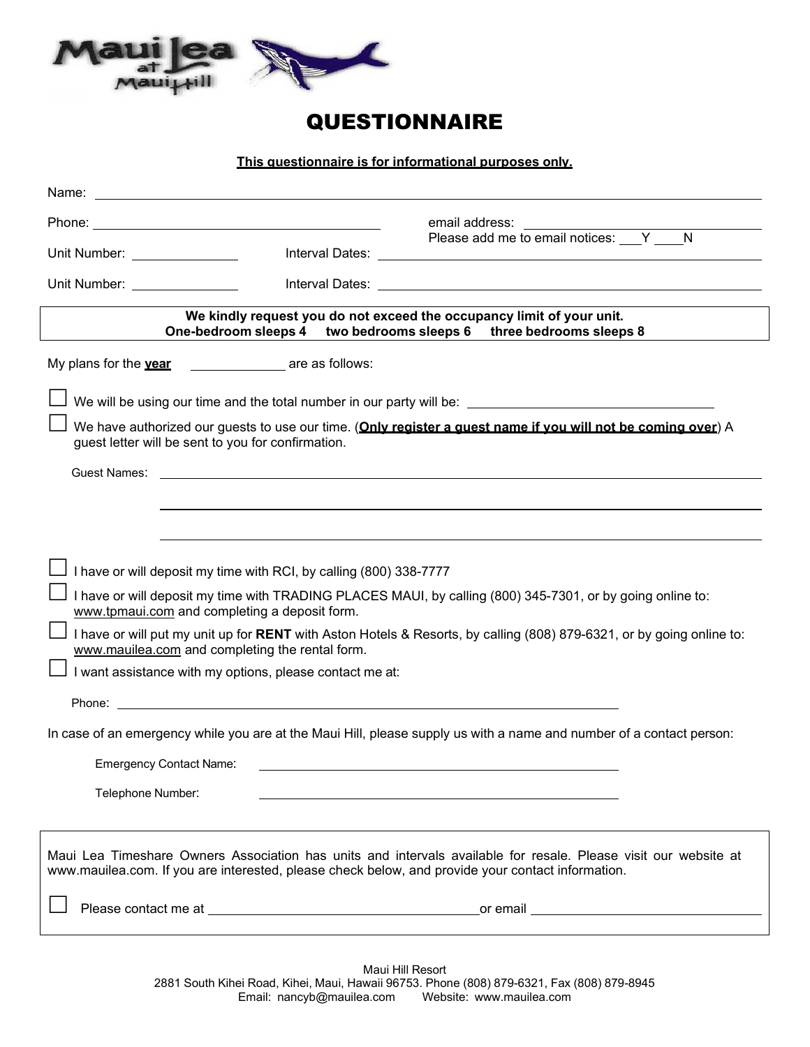# QUESTIONNAIRE

**This questionnaire is for informational purposes only.**

Name: ______________________________________________

Phone: ______________________ email address: ______________________

Please add me to email notices: ___Y ___N

Unit Number: ____________ Interval Dates: ______________________

Unit Number: ____________ Interval Dates: ______________________

**We kindly request you do not exceed the occupancy limit of your unit.**
**One-bedroom sleeps 4 two bedrooms sleeps 6 three bedrooms sleeps 8**

My plans for the **year** ____________ are as follows:

☐ We will be using our time and the total number in our party will be: ______________

☐ We have authorized our guests to use our time. (**Only register a guest name if you will not be coming over**) A guest letter will be sent to you for confirmation.

Guest Names: ______________________________________________

______________________________________________

______________________________________________

☐ I have or will deposit my time with RCI, by calling (800) 338-7777

☐ I have or will deposit my time with TRADING PLACES MAUI, by calling (800) 345-7301, or by going online to: www.tpmaui.com and completing a deposit form.

☐ I have or will put my unit up for **RENT** with Aston Hotels & Resorts, by calling (808) 879-6321, or by going online to: www.mauilea.com and completing the rental form.

☐ I want assistance with my options, please contact me at:

Phone: ______________________________________________

In case of an emergency while you are at the Maui Hill, please supply us with a name and number of a contact person:

Emergency Contact Name: ______________________________

Telephone Number: ______________________________

Maui Lea Timeshare Owners Association has units and intervals available for resale. Please visit our website at www.mauilea.com. If you are interested, please check below, and provide your contact information.

☐ Please contact me at ______________________ or email ______________________

Maui Hill Resort
2881 South Kihei Road, Kihei, Maui, Hawaii 96753. Phone (808) 879-6321, Fax (808) 879-8945
Email: nancyb@mauilea.com Website: www.mauilea.com